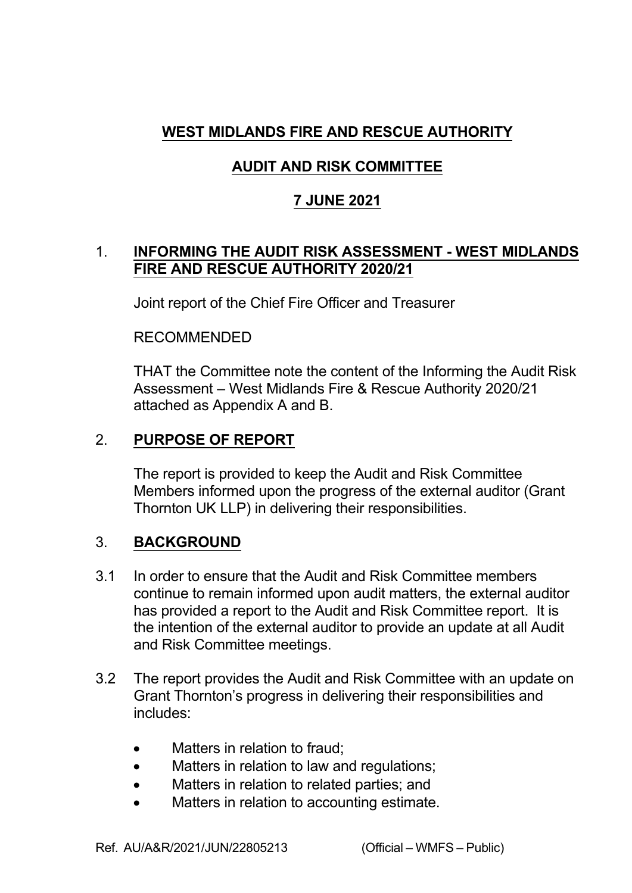# WEST MIDLANDS FIRE AND RESCUE AUTHORITY

## AUDIT AND RISK COMMITTEE

## 7 JUNE 2021

1. **INFORMING THE AUDIT RISK ASSESSMENT - WEST MIDLANDS FIRE AND RESCUE AUTHORITY 2020/21**

   Joint report of the Chief Fire Officer and Treasurer

   RECOMMENDED

   THAT the Committee note the content of the Informing the Audit Risk Assessment – West Midlands Fire & Rescue Authority 2020/21 attached as Appendix A and B.

2. **PURPOSE OF REPORT**

   The report is provided to keep the Audit and Risk Committee Members informed upon the progress of the external auditor (Grant Thornton UK LLP) in delivering their responsibilities.

3. **BACKGROUND**

3.1 In order to ensure that the Audit and Risk Committee members continue to remain informed upon audit matters, the external auditor has provided a report to the Audit and Risk Committee report. It is the intention of the external auditor to provide an update at all Audit and Risk Committee meetings.

3.2 The report provides the Audit and Risk Committee with an update on Grant Thornton's progress in delivering their responsibilities and includes:

- Matters in relation to fraud;
- Matters in relation to law and regulations;
- Matters in relation to related parties; and
- Matters in relation to accounting estimate.

Ref. AU/A&R/2021/JUN/22805213 (Official – WMFS – Public)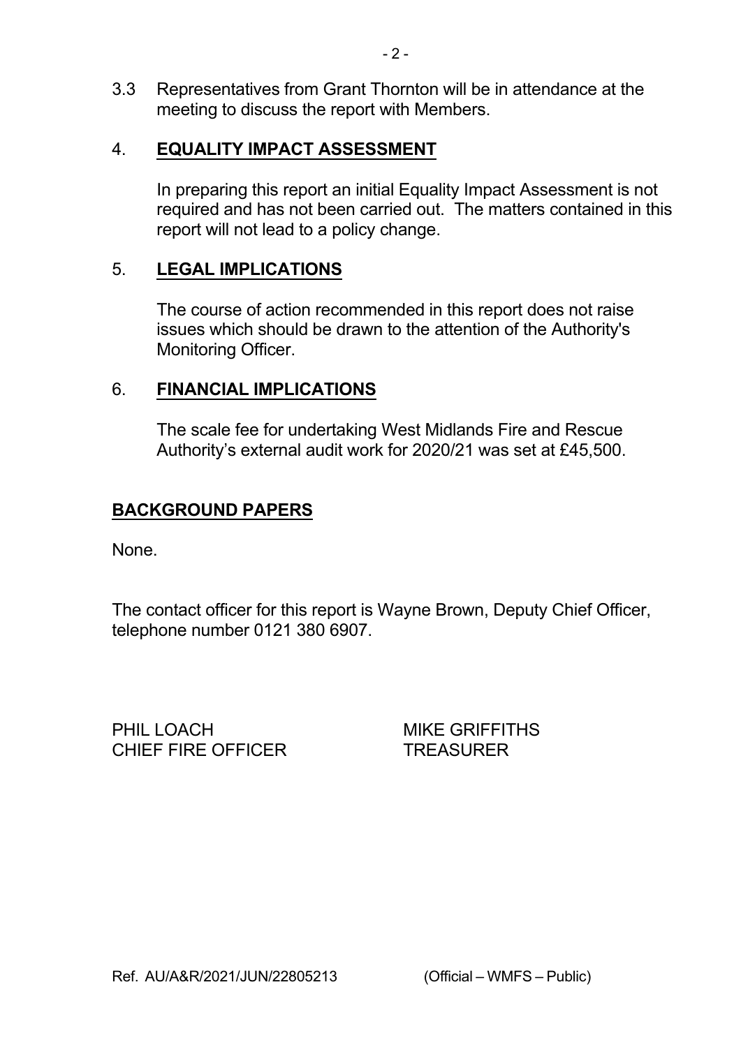3.3 Representatives from Grant Thornton will be in attendance at the meeting to discuss the report with Members.

## 4. **EQUALITY IMPACT ASSESSMENT**

In preparing this report an initial Equality Impact Assessment is not required and has not been carried out. The matters contained in this report will not lead to a policy change.

## 5. **LEGAL IMPLICATIONS**

The course of action recommended in this report does not raise issues which should be drawn to the attention of the Authority's Monitoring Officer.

## 6. **FINANCIAL IMPLICATIONS**

The scale fee for undertaking West Midlands Fire and Rescue Authority's external audit work for 2020/21 was set at £45,500.

## **BACKGROUND PAPERS**

None.

The contact officer for this report is Wayne Brown, Deputy Chief Officer, telephone number 0121 380 6907.

PHIL LOACH
CHIEF FIRE OFFICER

MIKE GRIFFITHS
TREASURER

Ref. AU/A&R/2021/JUN/22805213 (Official – WMFS – Public)